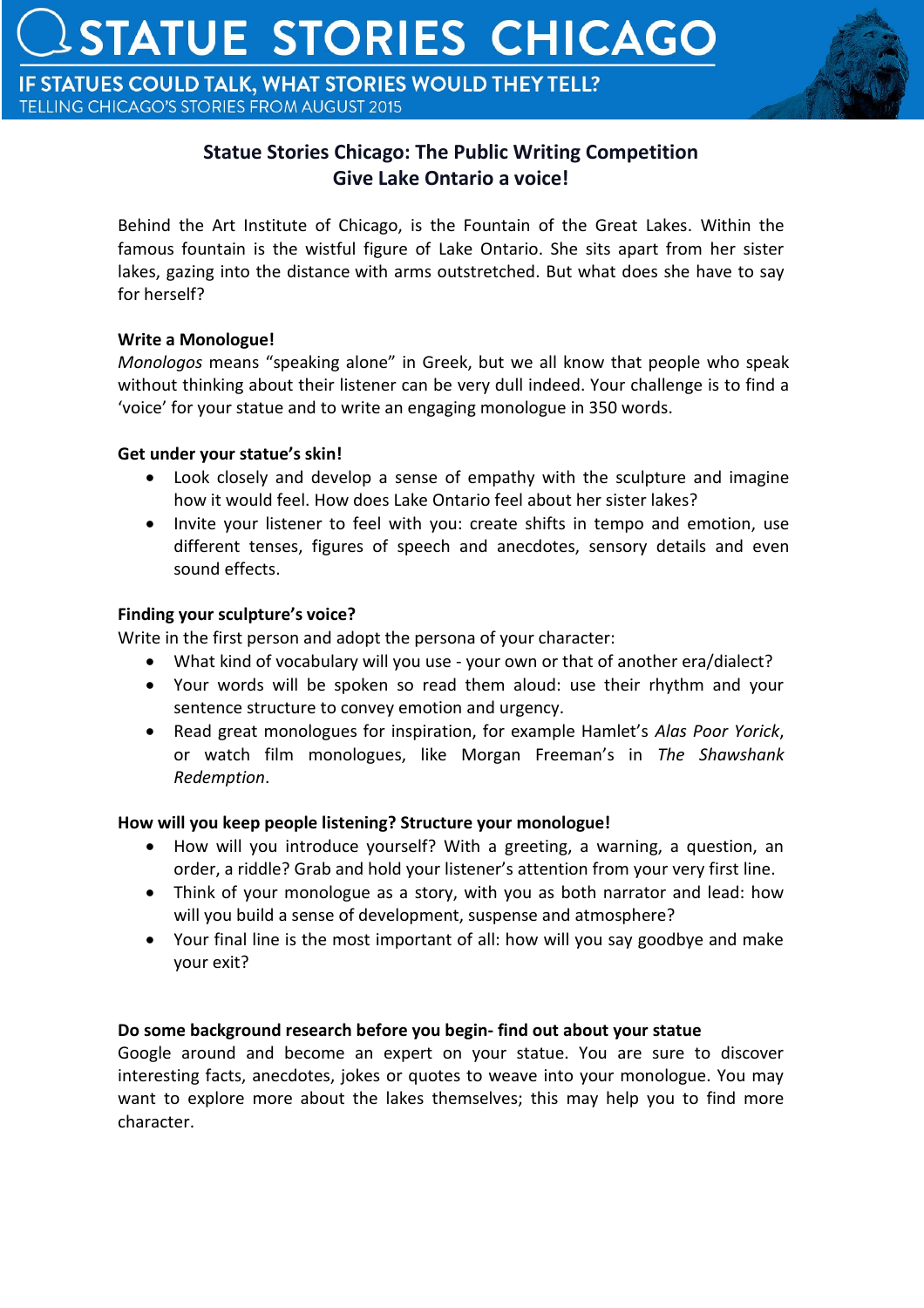# STATUE STORIES CHICAGO

IF STATUES COULD TALK, WHAT STORIES WOULD THEY TELL?

TELLING CHICAGO'S STORIES FROM AUGUST 2015

## Statue Stories Chicago: The Public Writing Competition
## Give Lake Ontario a voice!

Behind the Art Institute of Chicago, is the Fountain of the Great Lakes. Within the famous fountain is the wistful figure of Lake Ontario. She sits apart from her sister lakes, gazing into the distance with arms outstretched. But what does she have to say for herself?

### Write a Monologue!

*Monologos* means "speaking alone" in Greek, but we all know that people who speak without thinking about their listener can be very dull indeed. Your challenge is to find a 'voice' for your statue and to write an engaging monologue in 350 words.

### Get under your statue's skin!

- Look closely and develop a sense of empathy with the sculpture and imagine how it would feel. How does Lake Ontario feel about her sister lakes?
- Invite your listener to feel with you: create shifts in tempo and emotion, use different tenses, figures of speech and anecdotes, sensory details and even sound effects.

### Finding your sculpture's voice?

Write in the first person and adopt the persona of your character:

- What kind of vocabulary will you use - your own or that of another era/dialect?
- Your words will be spoken so read them aloud: use their rhythm and your sentence structure to convey emotion and urgency.
- Read great monologues for inspiration, for example Hamlet's *Alas Poor Yorick*, or watch film monologues, like Morgan Freeman's in *The Shawshank Redemption*.

### How will you keep people listening? Structure your monologue!

- How will you introduce yourself? With a greeting, a warning, a question, an order, a riddle? Grab and hold your listener's attention from your very first line.
- Think of your monologue as a story, with you as both narrator and lead: how will you build a sense of development, suspense and atmosphere?
- Your final line is the most important of all: how will you say goodbye and make your exit?

### Do some background research before you begin- find out about your statue

Google around and become an expert on your statue. You are sure to discover interesting facts, anecdotes, jokes or quotes to weave into your monologue. You may want to explore more about the lakes themselves; this may help you to find more character.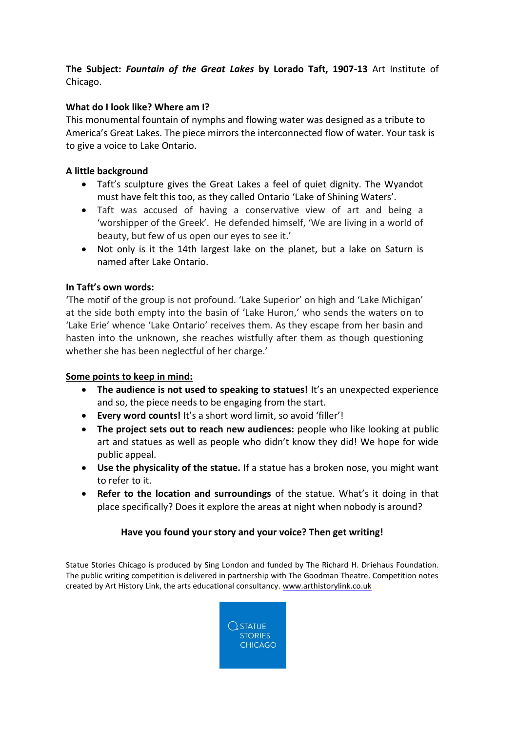**The Subject: *Fountain of the Great Lakes* by Lorado Taft, 1907-13** Art Institute of Chicago.

**What do I look like? Where am I?**

This monumental fountain of nymphs and flowing water was designed as a tribute to America's Great Lakes. The piece mirrors the interconnected flow of water. Your task is to give a voice to Lake Ontario.

**A little background**

- Taft's sculpture gives the Great Lakes a feel of quiet dignity. The Wyandot must have felt this too, as they called Ontario 'Lake of Shining Waters'.
- Taft was accused of having a conservative view of art and being a 'worshipper of the Greek'. He defended himself, 'We are living in a world of beauty, but few of us open our eyes to see it.'
- Not only is it the 14th largest lake on the planet, but a lake on Saturn is named after Lake Ontario.

**In Taft's own words:**

'The motif of the group is not profound. 'Lake Superior' on high and 'Lake Michigan' at the side both empty into the basin of 'Lake Huron,' who sends the waters on to 'Lake Erie' whence 'Lake Ontario' receives them. As they escape from her basin and hasten into the unknown, she reaches wistfully after them as though questioning whether she has been neglectful of her charge.'

**Some points to keep in mind:**

- **The audience is not used to speaking to statues!** It's an unexpected experience and so, the piece needs to be engaging from the start.
- **Every word counts!** It's a short word limit, so avoid 'filler'!
- **The project sets out to reach new audiences:** people who like looking at public art and statues as well as people who didn't know they did! We hope for wide public appeal.
- **Use the physicality of the statue.** If a statue has a broken nose, you might want to refer to it.
- **Refer to the location and surroundings** of the statue. What's it doing in that place specifically? Does it explore the areas at night when nobody is around?

**Have you found your story and your voice? Then get writing!**

Statue Stories Chicago is produced by Sing London and funded by The Richard H. Driehaus Foundation. The public writing competition is delivered in partnership with The Goodman Theatre. Competition notes created by Art History Link, the arts educational consultancy. www.arthistorylink.co.uk

STATUE STORIES CHICAGO